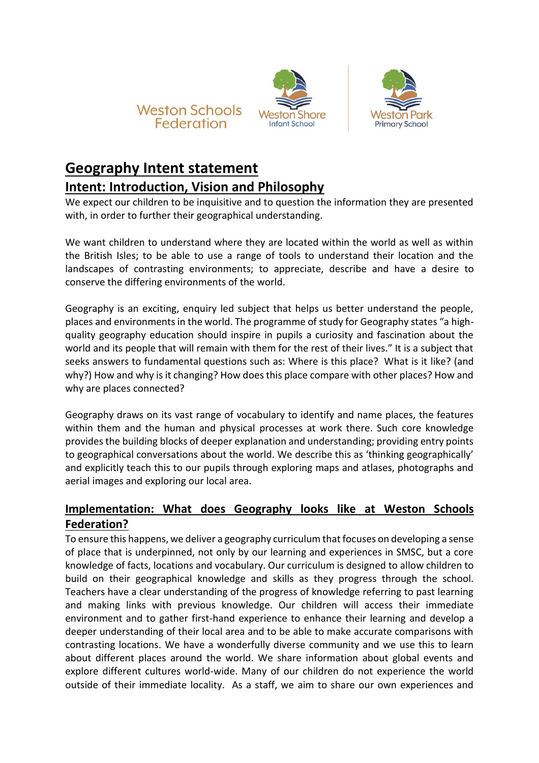Weston Schools Federation

Weston Shore Infant School

Weston Park Primary School

# Geography Intent statement

## Intent: Introduction, Vision and Philosophy

We expect our children to be inquisitive and to question the information they are presented with, in order to further their geographical understanding.

We want children to understand where they are located within the world as well as within the British Isles; to be able to use a range of tools to understand their location and the landscapes of contrasting environments; to appreciate, describe and have a desire to conserve the differing environments of the world.

Geography is an exciting, enquiry led subject that helps us better understand the people, places and environments in the world. The programme of study for Geography states "a high-quality geography education should inspire in pupils a curiosity and fascination about the world and its people that will remain with them for the rest of their lives." It is a subject that seeks answers to fundamental questions such as: Where is this place? What is it like? (and why?) How and why is it changing? How does this place compare with other places? How and why are places connected?

Geography draws on its vast range of vocabulary to identify and name places, the features within them and the human and physical processes at work there. Such core knowledge provides the building blocks of deeper explanation and understanding; providing entry points to geographical conversations about the world. We describe this as 'thinking geographically' and explicitly teach this to our pupils through exploring maps and atlases, photographs and aerial images and exploring our local area.

## Implementation: What does Geography looks like at Weston Schools Federation?

To ensure this happens, we deliver a geography curriculum that focuses on developing a sense of place that is underpinned, not only by our learning and experiences in SMSC, but a core knowledge of facts, locations and vocabulary. Our curriculum is designed to allow children to build on their geographical knowledge and skills as they progress through the school. Teachers have a clear understanding of the progress of knowledge referring to past learning and making links with previous knowledge. Our children will access their immediate environment and to gather first-hand experience to enhance their learning and develop a deeper understanding of their local area and to be able to make accurate comparisons with contrasting locations. We have a wonderfully diverse community and we use this to learn about different places around the world. We share information about global events and explore different cultures world-wide. Many of our children do not experience the world outside of their immediate locality. As a staff, we aim to share our own experiences and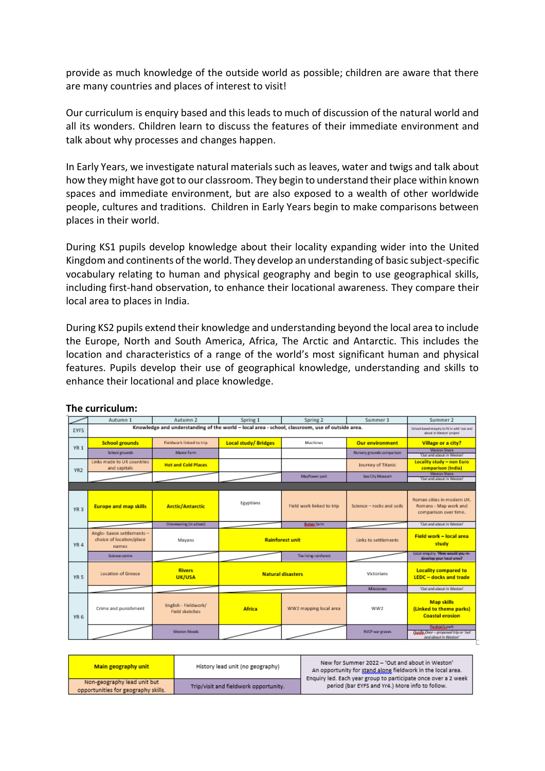provide as much knowledge of the outside world as possible; children are aware that there are many countries and places of interest to visit!

Our curriculum is enquiry based and this leads to much of discussion of the natural world and all its wonders. Children learn to discuss the features of their immediate environment and talk about why processes and changes happen.

In Early Years, we investigate natural materials such as leaves, water and twigs and talk about how they might have got to our classroom. They begin to understand their place within known spaces and immediate environment, but are also exposed to a wealth of other worldwide people, cultures and traditions. Children in Early Years begin to make comparisons between places in their world.

During KS1 pupils develop knowledge about their locality expanding wider into the United Kingdom and continents of the world. They develop an understanding of basic subject-specific vocabulary relating to human and physical geography and begin to use geographical skills, including first-hand observation, to enhance their locational awareness. They compare their local area to places in India.

During KS2 pupils extend their knowledge and understanding beyond the local area to include the Europe, North and South America, Africa, The Arctic and Antarctic. This includes the location and characteristics of a range of the world's most significant human and physical features. Pupils develop their use of geographical knowledge, understanding and skills to enhance their locational and place knowledge.

**The curriculum:**

| | Autumn 1 | Autumn 2 | Spring 1 | Spring 2 | Summer 1 | Summer 2 |
|---|---|---|---|---|---|---|
| EYFS | Knowledge and understanding of the world – local area - school, classroom, use of outside area. | | | | | School based enquiry to fit in with 'out and about in Weston' project |
| YR 1 | School grounds | Fieldwork linked to trip | Local study/ Bridges | Machines | Our environment | Village or a city? |
| | School grounds | Manor Farm | | | Nursery grounds comparison | Weston Shore / 'Out and about in Weston' |
| YR2 | Links made to UK countries and capitals | Hot and Cold Places | | | Journey of Titanic | Locality study – non Euro comparison (India) |
| | | | | Mayflower park | Sea City Museum | Weston Shore / 'Out and about in Weston' |
| YR 3 | Europe and map skills | Arctic/Antarctic | Egyptians | Field work linked to trip | Science – rocks and soils | Roman cities in modern UK. Romans - Map work and comparison over time. |
| | | Orienteering (in school) | | Butser farm | | 'Out and about in Weston' |
| YR 4 | Anglo- Saxon settlements – choice of location/place names | Mayans | Rainforest unit | | Links to settlements | Field work – local area study |
| | Science centre | | | The living rainforest | | Local enquiry. 'How would you re-develop your local area?' |
| YR 5 | Location of Greece | Rivers UK/USA | Natural disasters | | Victorians | Locality compared to LEDC – docks and trade |
| | | | | | Milestones | 'Out and about in Weston' |
| YR 6 | Crime and punishment | English - Fieldwork/ Field sketches | Africa | WW2 mapping local area | WW2 | Map skills (Linked to theme parks) Coastal erosion |
| | | Weston Woods | | | RVCP war graves | Paultons park / Durdle Door – proposed trip or 'out and about in Weston' |

| Key | | |
|---|---|---|
| Main geography unit | History lead unit (no geography) | New for Summer 2022 – 'Out and about in Weston' An opportunity for stand alone fieldwork in the local area. Enquiry led. Each year group to participate once over a 2 week period (bar EYFS and Yr4.) More info to follow. |
| Non-geography lead unit but opportunities for geography skills. | Trip/visit and fieldwork opportunity. | |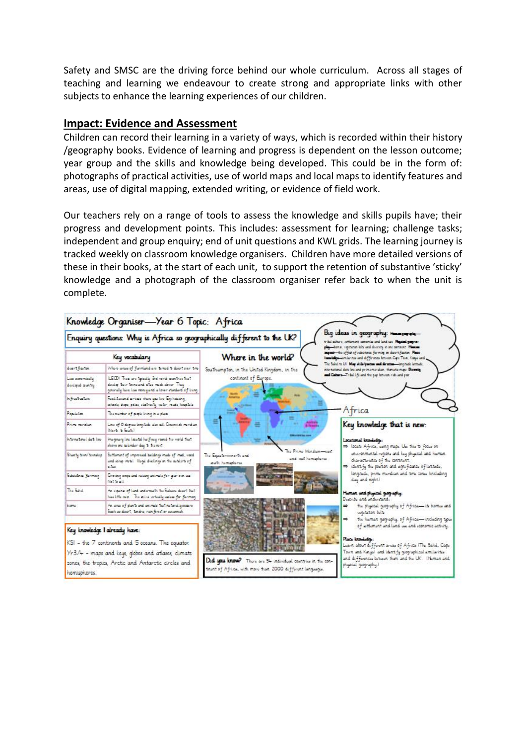Safety and SMSC are the driving force behind our whole curriculum. Across all stages of teaching and learning we endeavour to create strong and appropriate links with other subjects to enhance the learning experiences of our children.

## Impact: Evidence and Assessment

Children can record their learning in a variety of ways, which is recorded within their history /geography books. Evidence of learning and progress is dependent on the lesson outcome; year group and the skills and knowledge being developed. This could be in the form of: photographs of practical activities, use of world maps and local maps to identify features and areas, use of digital mapping, extended writing, or evidence of field work.

Our teachers rely on a range of tools to assess the knowledge and skills pupils have; their progress and development points. This includes: assessment for learning; challenge tasks; independent and group enquiry; end of unit questions and KWL grids. The learning journey is tracked weekly on classroom knowledge organisers. Children have more detailed versions of these in their books, at the start of each unit, to support the retention of substantive 'sticky' knowledge and a photograph of the classroom organiser refer back to when the unit is complete.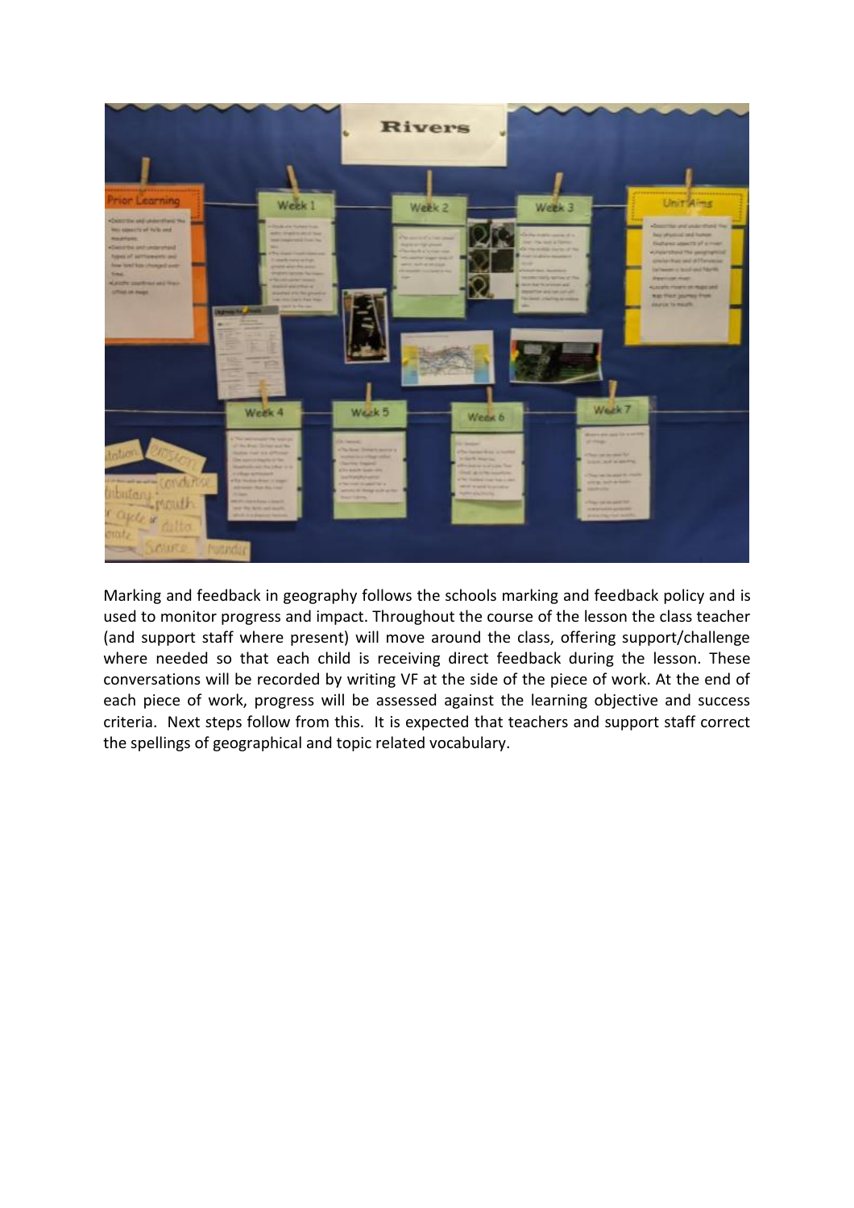Marking and feedback in geography follows the schools marking and feedback policy and is used to monitor progress and impact. Throughout the course of the lesson the class teacher (and support staff where present) will move around the class, offering support/challenge where needed so that each child is receiving direct feedback during the lesson. These conversations will be recorded by writing VF at the side of the piece of work. At the end of each piece of work, progress will be assessed against the learning objective and success criteria. Next steps follow from this. It is expected that teachers and support staff correct the spellings of geographical and topic related vocabulary.